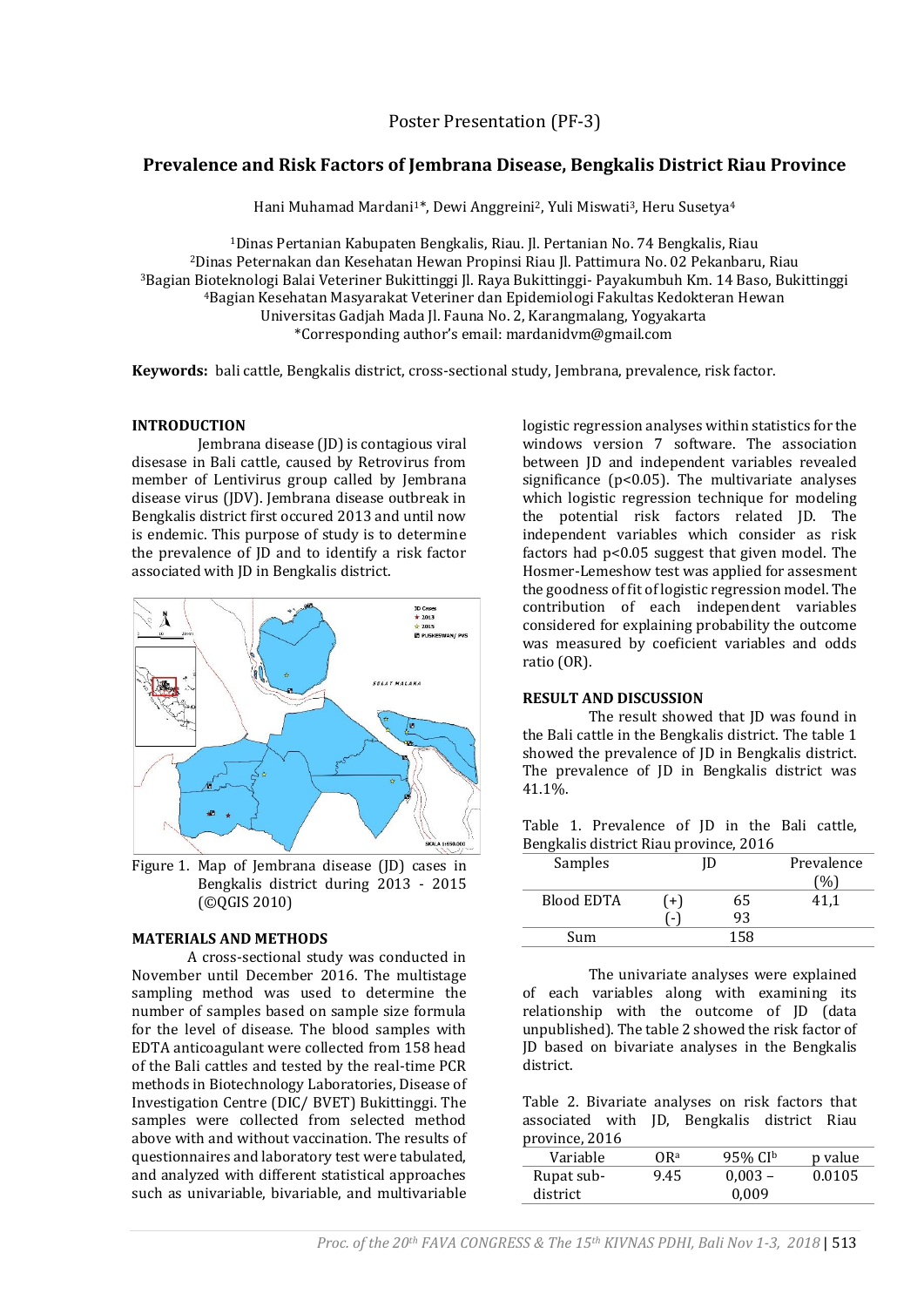Poster Presentation (PF-3)

# Prevalence and Risk Factors of Jembrana Disease, Bengkalis District Riau Province

Hani Muhamad Mardani[1]*, Dewi Anggreini[2], Yuli Miswati[3], Heru Susetya[4]

[1]Dinas Pertanian Kabupaten Bengkalis, Riau. Jl. Pertanian No. 74 Bengkalis, Riau
[2]Dinas Peternakan dan Kesehatan Hewan Propinsi Riau Jl. Pattimura No. 02 Pekanbaru, Riau
[3]Bagian Bioteknologi Balai Veteriner Bukittinggi Jl. Raya Bukittinggi- Payakumbuh Km. 14 Baso, Bukittinggi
[4]Bagian Kesehatan Masyarakat Veteriner dan Epidemiologi Fakultas Kedokteran Hewan Universitas Gadjah Mada Jl. Fauna No. 2, Karangmalang, Yogyakarta
*Corresponding author's email: mardanidvm@gmail.com

**Keywords:** bali cattle, Bengkalis district, cross-sectional study, Jembrana, prevalence, risk factor.

## INTRODUCTION

Jembrana disease (JD) is contagious viral disesase in Bali cattle, caused by Retrovirus from member of Lentivirus group called by Jembrana disease virus (JDV). Jembrana disease outbreak in Bengkalis district first occured 2013 and until now is endemic. This purpose of study is to determine the prevalence of JD and to identify a risk factor associated with JD in Bengkalis district.

Figure 1. Map of Jembrana disease (JD) cases in Bengkalis district during 2013 - 2015 (©QGIS 2010)

## MATERIALS AND METHODS

A cross-sectional study was conducted in November until December 2016. The multistage sampling method was used to determine the number of samples based on sample size formula for the level of disease. The blood samples with EDTA anticoagulant were collected from 158 head of the Bali cattles and tested by the real-time PCR methods in Biotechnology Laboratories, Disease of Investigation Centre (DIC/ BVET) Bukittinggi. The samples were collected from selected method above with and without vaccination. The results of questionnaires and laboratory test were tabulated, and analyzed with different statistical approaches such as univariable, bivariable, and multivariable logistic regression analyses within statistics for the windows version 7 software. The association between JD and independent variables revealed significance ($p<0.05$). The multivariate analyses which logistic regression technique for modeling the potential risk factors related JD. The independent variables which consider as risk factors had $p<0.05$ suggest that given model. The Hosmer-Lemeshow test was applied for assesment the goodness of fit of logistic regression model. The contribution of each independent variables considered for explaining probability the outcome was measured by coeficient variables and odds ratio (OR).

## RESULT AND DISCUSSION

The result showed that JD was found in the Bali cattle in the Bengkalis district. The table 1 showed the prevalence of JD in Bengkalis district. The prevalence of JD in Bengkalis district was 41.1%.

Table 1. Prevalence of JD in the Bali cattle, Bengkalis district Riau province, 2016

| Samples | JD | | Prevalence (%) |
|---|---|---|---|
| Blood EDTA | (+) | 65 | 41,1 |
| | (-) | 93 | |
| Sum | | 158 | |

The univariate analyses were explained of each variables along with examining its relationship with the outcome of JD (data unpublished). The table 2 showed the risk factor of JD based on bivariate analyses in the Bengkalis district.

Table 2. Bivariate analyses on risk factors that associated with JD, Bengkalis district Riau province, 2016

| Variable | OR[a] | 95% CI[b] | p value |
|---|---|---|---|
| Rupat sub-district | 9.45 | 0,003 – 0,009 | 0.0105 |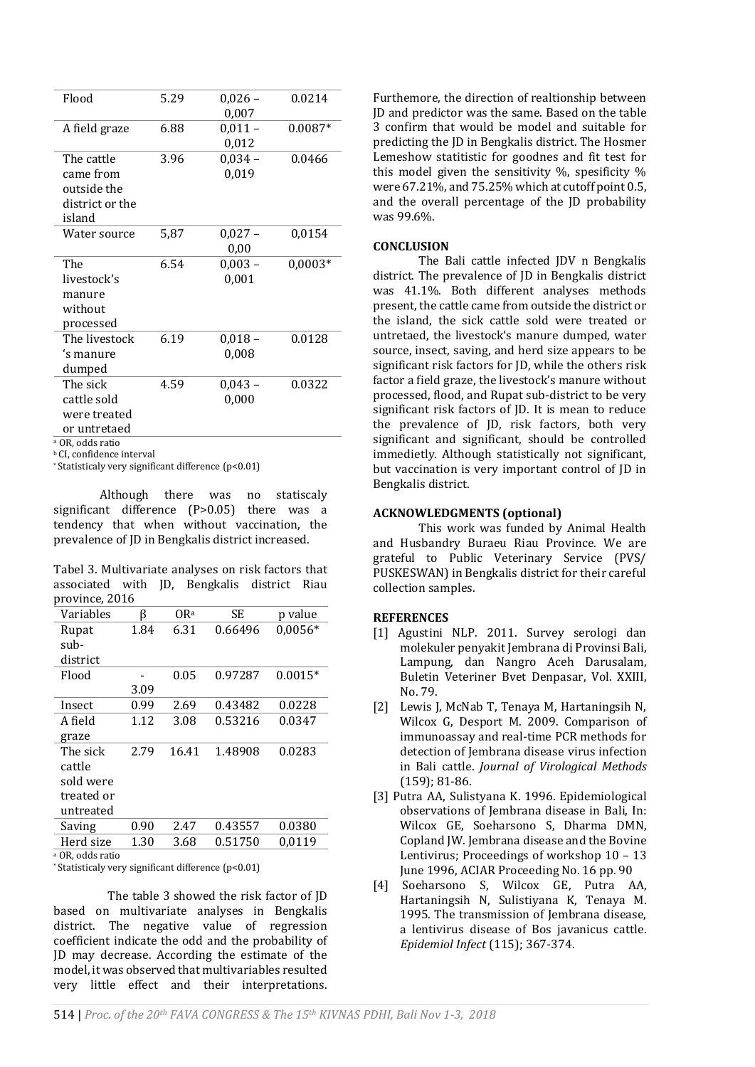| | | | |
|---|---|---|---|
| Flood | 5.29 | 0,026 – 0,007 | 0.0214 |
| A field graze | 6.88 | 0,011 – 0,012 | 0.0087* |
| The cattle came from outside the district or the island | 3.96 | 0,034 – 0,019 | 0.0466 |
| Water source | 5,87 | 0,027 – 0,00 | 0,0154 |
| The livestock's manure without processed | 6.54 | 0,003 – 0,001 | 0,0003* |
| The livestock 's manure dumped | 6.19 | 0,018 – 0,008 | 0.0128 |
| The sick cattle sold were treated or untretaed | 4.59 | 0,043 – 0,000 | 0.0322 |

[a] OR, odds ratio
[b] CI, confidence interval
* Statisticaly very significant difference ($p<0.01$)

Although there was no statiscaly significant difference ($P>0.05$) there was a tendency that when without vaccination, the prevalence of JD in Bengkalis district increased.

Tabel 3. Multivariate analyses on risk factors that associated with JD, Bengkalis district Riau province, 2016

| Variables | β | OR[a] | SE | p value |
|---|---|---|---|---|
| Rupat sub-district | 1.84 | 6.31 | 0.66496 | 0,0056* |
| Flood | -3.09 | 0.05 | 0.97287 | 0.0015* |
| Insect | 0.99 | 2.69 | 0.43482 | 0.0228 |
| A field graze | 1.12 | 3.08 | 0.53216 | 0.0347 |
| The sick cattle sold were treated or untreated | 2.79 | 16.41 | 1.48908 | 0.0283 |
| Saving | 0.90 | 2.47 | 0.43557 | 0.0380 |
| Herd size | 1.30 | 3.68 | 0.51750 | 0,0119 |

[a] OR, odds ratio
* Statisticaly very significant difference ($p<0.01$)

The table 3 showed the risk factor of JD based on multivariate analyses in Bengkalis district. The negative value of regression coefficient indicate the odd and the probability of JD may decrease. According the estimate of the model, it was observed that multivariables resulted very little effect and their interpretations. Futhemore, the direction of realtionship between JD and predictor was the same. Based on the table 3 confirm that would be model and suitable for predicting the JD in Bengkalis district. The Hosmer Lemeshow statitistic for goodnes and fit test for this model given the sensitivity %, spesificity % were 67.21%, and 75.25% which at cutoff point 0.5, and the overall percentage of the JD probability was 99.6%.

## CONCLUSION

The Bali cattle infected JDV n Bengkalis district. The prevalence of JD in Bengkalis district was 41.1%. Both different analyses methods present, the cattle came from outside the district or the island, the sick cattle sold were treated or untretaed, the livestock's manure dumped, water source, insect, saving, and herd size appears to be significant risk factors for JD, while the others risk factor a field graze, the livestock's manure without processed, flood, and Rupat sub-district to be very significant risk factors of JD. It is mean to reduce the prevalence of JD, risk factors, both very significant and significant, should be controlled immedietly. Although statistically not significant, but vaccination is very important control of JD in Bengkalis district.

## ACKNOWLEDGMENTS (optional)

This work was funded by Animal Health and Husbandry Buraeu Riau Province. We are grateful to Public Veterinary Service (PVS/ PUSKESWAN) in Bengkalis district for their careful collection samples.

## REFERENCES

[1] Agustini NLP. 2011. Survey serologi dan molekuler penyakit Jembrana di Provinsi Bali, Lampung, dan Nangro Aceh Darusalam, Buletin Veteriner Bvet Denpasar, Vol. XXIII, No. 79.

[2] Lewis J, McNab T, Tenaya M, Hartaningsih N, Wilcox G, Desport M. 2009. Comparison of immunoassay and real-time PCR methods for detection of Jembrana disease virus infection in Bali cattle. *Journal of Virological Methods* (159); 81-86.

[3] Putra AA, Sulistyana K. 1996. Epidemiological observations of Jembrana disease in Bali, In: Wilcox GE, Soeharsono S, Dharma DMN, Copland JW. Jembrana disease and the Bovine Lentivirus; Proceedings of workshop 10 – 13 June 1996, ACIAR Proceeding No. 16 pp. 90

[4] Soeharsono S, Wilcox GE, Putra AA, Hartaningsih N, Sulistiyana K, Tenaya M. 1995. The transmission of Jembrana disease, a lentivirus disease of Bos javanicus cattle. *Epidemiol Infect* (115); 367-374.